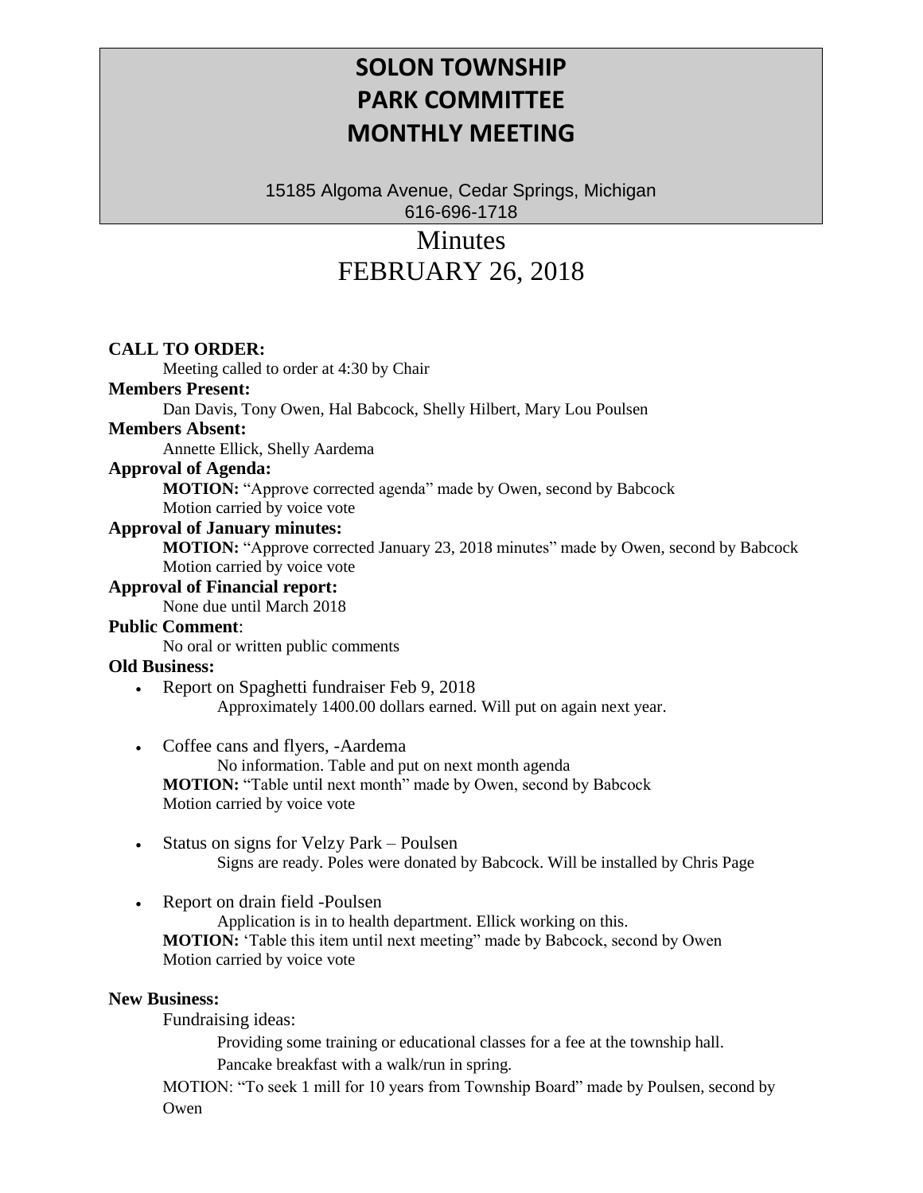# SOLON TOWNSHIP
# PARK COMMITTEE
# MONTHLY MEETING

15185 Algoma Avenue, Cedar Springs, Michigan
616-696-1718

## Minutes
## FEBRUARY 26, 2018

**CALL TO ORDER:**

Meeting called to order at 4:30 by Chair

**Members Present:**

Dan Davis, Tony Owen, Hal Babcock, Shelly Hilbert, Mary Lou Poulsen

**Members Absent:**

Annette Ellick, Shelly Aardema

**Approval of Agenda:**

**MOTION:** "Approve corrected agenda" made by Owen, second by Babcock
Motion carried by voice vote

**Approval of January minutes:**

**MOTION:** "Approve corrected January 23, 2018 minutes" made by Owen, second by Babcock
Motion carried by voice vote

**Approval of Financial report:**

None due until March 2018

**Public Comment**:

No oral or written public comments

**Old Business:**

- Report on Spaghetti fundraiser Feb 9, 2018

  Approximately 1400.00 dollars earned. Will put on again next year.

- Coffee cans and flyers, -Aardema

  No information. Table and put on next month agenda

  **MOTION:** "Table until next month" made by Owen, second by Babcock
  Motion carried by voice vote

- Status on signs for Velzy Park – Poulsen

  Signs are ready. Poles were donated by Babcock. Will be installed by Chris Page

- Report on drain field -Poulsen

  Application is in to health department. Ellick working on this.

  **MOTION:** 'Table this item until next meeting" made by Babcock, second by Owen
  Motion carried by voice vote

**New Business:**

Fundraising ideas:

Providing some training or educational classes for a fee at the township hall.

Pancake breakfast with a walk/run in spring.

MOTION: "To seek 1 mill for 10 years from Township Board" made by Poulsen, second by Owen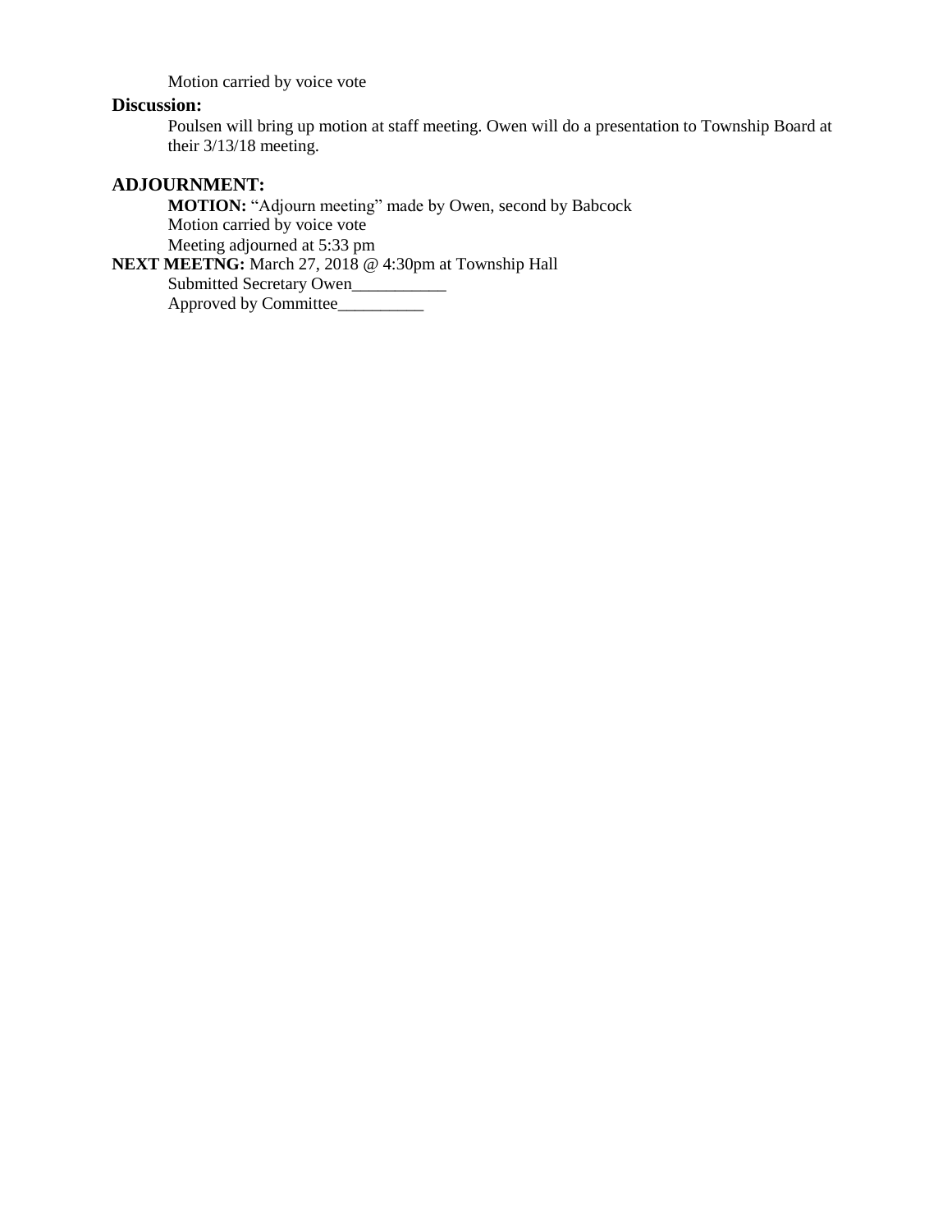Motion carried by voice vote

**Discussion:**

Poulsen will bring up motion at staff meeting. Owen will do a presentation to Township Board at their 3/13/18 meeting.

## ADJOURNMENT:

**MOTION:** "Adjourn meeting" made by Owen, second by Babcock
Motion carried by voice vote
Meeting adjourned at 5:33 pm

**NEXT MEETNG:** March 27, 2018 @ 4:30pm at Township Hall

Submitted Secretary Owen___________
Approved by Committee__________